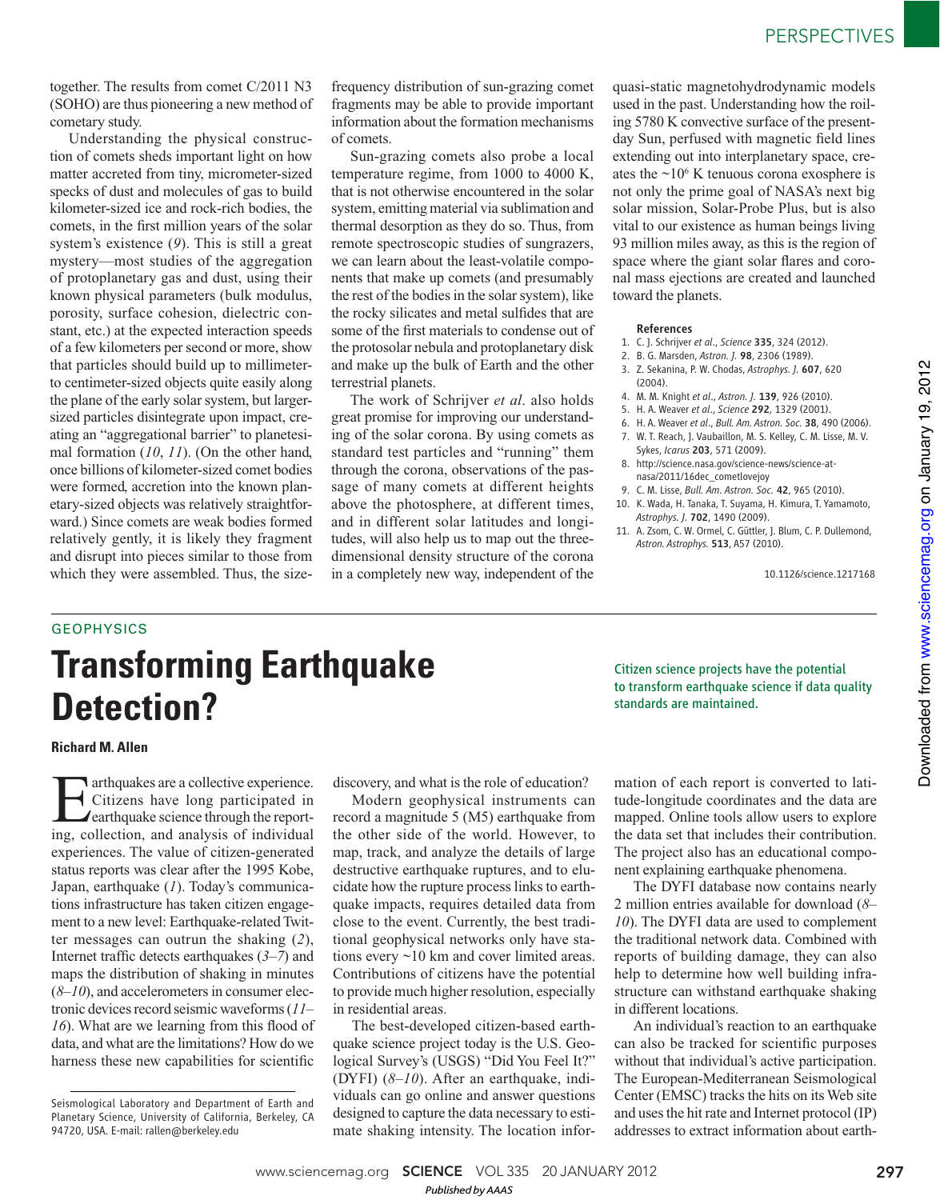together. The results from comet C/2011 N3 (SOHO) are thus pioneering a new method of cometary study.

Understanding the physical construction of comets sheds important light on how matter accreted from tiny, micrometer-sized specks of dust and molecules of gas to build kilometer-sized ice and rock-rich bodies, the comets, in the first million years of the solar system's existence (*9*). This is still a great mystery—most studies of the aggregation of protoplanetary gas and dust, using their known physical parameters (bulk modulus, porosity, surface cohesion, dielectric constant, etc.) at the expected interaction speeds of a few kilometers per second or more, show that particles should build up to millimeter- to centimeter-sized objects quite easily along the plane of the early solar system, but larger-sized particles disintegrate upon impact, creating an "aggregational barrier" to planetesimal formation (*10*, *11*). (On the other hand, once billions of kilometer-sized comet bodies were formed, accretion into the known planetary-sized objects was relatively straightforward.) Since comets are weak bodies formed relatively gently, it is likely they fragment and disrupt into pieces similar to those from which they were assembled. Thus, the size-frequency distribution of sun-grazing comet fragments may be able to provide important information about the formation mechanisms of comets.

Sun-grazing comets also probe a local temperature regime, from 1000 to 4000 K, that is not otherwise encountered in the solar system, emitting material via sublimation and thermal desorption as they do so. Thus, from remote spectroscopic studies of sungrazers, we can learn about the least-volatile components that make up comets (and presumably the rest of the bodies in the solar system), like the rocky silicates and metal sulfides that are some of the first materials to condense out of the protosolar nebula and protoplanetary disk and make up the bulk of Earth and the other terrestrial planets.

The work of Schrijver *et al.* also holds great promise for improving our understanding of the solar corona. By using comets as standard test particles and "running" them through the corona, observations of the passage of many comets at different heights above the photosphere, at different times, and in different solar latitudes and longitudes, will also help us to map out the three-dimensional density structure of the corona in a completely new way, independent of the quasi-static magnetohydrodynamic models used in the past. Understanding how the roiling 5780 K convective surface of the present-day Sun, perfused with magnetic field lines extending out into interplanetary space, creates the $\sim 10^6$ K tenuous corona exosphere is not only the prime goal of NASA's next big solar mission, Solar-Probe Plus, but is also vital to our existence as human beings living 93 million miles away, as this is the region of space where the giant solar flares and coronal mass ejections are created and launched toward the planets.

### References

1. C. J. Schrijver *et al.*, *Science* **335**, 324 (2012).
2. B. G. Marsden, *Astron. J.* **98**, 2306 (1989).
3. Z. Sekanina, P. W. Chodas, *Astrophys. J.* **607**, 620 (2004).
4. M. M. Knight *et al.*, *Astron. J.* **139**, 926 (2010).
5. H. A. Weaver *et al.*, *Science* **292**, 1329 (2001).
6. H. A. Weaver *et al.*, *Bull. Am. Astron. Soc.* **38**, 490 (2006).
7. W. T. Reach, J. Vaubaillon, M. S. Kelley, C. M. Lisse, M. V. Sykes, *Icarus* **203**, 571 (2009).
8. http://science.nasa.gov/science-news/science-at-nasa/2011/16dec_cometlovejoy
9. C. M. Lisse, *Bull. Am. Astron. Soc.* **42**, 965 (2010).
10. K. Wada, H. Tanaka, T. Suyama, H. Kimura, T. Yamamoto, *Astrophys. J.* **702**, 1490 (2009).
11. A. Zsom, C. W. Ormel, C. Güttler, J. Blum, C. P. Dullemond, *Astron. Astrophys.* **513**, A57 (2010).

10.1126/science.1217168

GEOPHYSICS

# Transforming Earthquake Detection?

**Richard M. Allen**

*Citizen science projects have the potential to transform earthquake science if data quality standards are maintained.*

Earthquakes are a collective experience. Citizens have long participated in earthquake science through the reporting, collection, and analysis of individual experiences. The value of citizen-generated status reports was clear after the 1995 Kobe, Japan, earthquake (*1*). Today's communications infrastructure has taken citizen engagement to a new level: Earthquake-related Twitter messages can outrun the shaking (*2*), Internet traffic detects earthquakes (*3*–*7*) and maps the distribution of shaking in minutes (*8*–*10*), and accelerometers in consumer electronic devices record seismic waveforms (*11*–*16*). What are we learning from this flood of data, and what are the limitations? How do we harness these new capabilities for scientific discovery, and what is the role of education?

Modern geophysical instruments can record a magnitude 5 (M5) earthquake from the other side of the world. However, to map, track, and analyze the details of large destructive earthquake ruptures, and to elucidate how the rupture process links to earthquake impacts, requires detailed data from close to the event. Currently, the best traditional geophysical networks only have stations every ~10 km and cover limited areas. Contributions of citizens have the potential to provide much higher resolution, especially in residential areas.

The best-developed citizen-based earthquake science project today is the U.S. Geological Survey's (USGS) "Did You Feel It?" (DYFI) (*8*–*10*). After an earthquake, individuals can go online and answer questions designed to capture the data necessary to estimate shaking intensity. The location information of each report is converted to latitude-longitude coordinates and the data are mapped. Online tools allow users to explore the data set that includes their contribution. The project also has an educational component explaining earthquake phenomena.

The DYFI database now contains nearly 2 million entries available for download (*8*–*10*). The DYFI data are used to complement the traditional network data. Combined with reports of building damage, they can also help to determine how well building infrastructure can withstand earthquake shaking in different locations.

An individual's reaction to an earthquake can also be tracked for scientific purposes without that individual's active participation. The European-Mediterranean Seismological Center (EMSC) tracks the hits on its Web site and uses the hit rate and Internet protocol (IP) addresses to extract information about earth-

Seismological Laboratory and Department of Earth and Planetary Science, University of California, Berkeley, CA 94720, USA. E-mail: rallen@berkeley.edu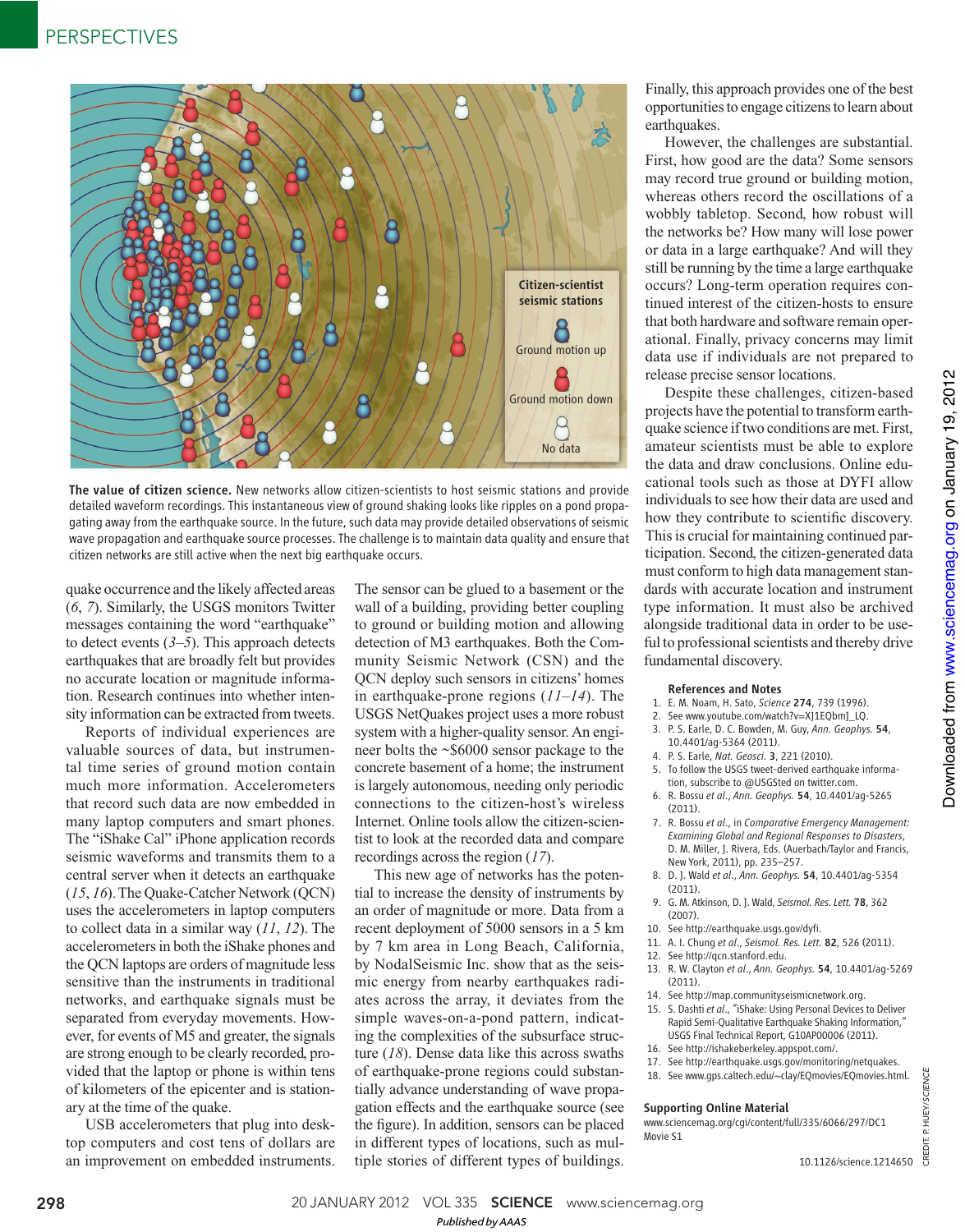Citizen-scientist seismic stations

Ground motion up

Ground motion down

No data

**The value of citizen science.** New networks allow citizen-scientists to host seismic stations and provide detailed waveform recordings. This instantaneous view of ground shaking looks like ripples on a pond propagating away from the earthquake source. In the future, such data may provide detailed observations of seismic wave propagation and earthquake source processes. The challenge is to maintain data quality and ensure that citizen networks are still active when the next big earthquake occurs.

quake occurrence and the likely affected areas (*6*, *7*). Similarly, the USGS monitors Twitter messages containing the word "earthquake" to detect events (*3*–*5*). This approach detects earthquakes that are broadly felt but provides no accurate location or magnitude information. Research continues into whether intensity information can be extracted from tweets.

Reports of individual experiences are valuable sources of data, but instrumental time series of ground motion contain much more information. Accelerometers that record such data are now embedded in many laptop computers and smart phones. The "iShake Cal" iPhone application records seismic waveforms and transmits them to a central server when it detects an earthquake (*15*, *16*). The Quake-Catcher Network (QCN) uses the accelerometers in laptop computers to collect data in a similar way (*11*, *12*). The accelerometers in both the iShake phones and the QCN laptops are orders of magnitude less sensitive than the instruments in traditional networks, and earthquake signals must be separated from everyday movements. However, for events of M5 and greater, the signals are strong enough to be clearly recorded, provided that the laptop or phone is within tens of kilometers of the epicenter and is stationary at the time of the quake.

USB accelerometers that plug into desktop computers and cost tens of dollars are an improvement on embedded instruments. The sensor can be glued to a basement or the wall of a building, providing better coupling to ground or building motion and allowing detection of M3 earthquakes. Both the Community Seismic Network (CSN) and the QCN deploy such sensors in citizens' homes in earthquake-prone regions (*11*–*14*). The USGS NetQuakes project uses a more robust system with a higher-quality sensor. An engineer bolts the ~$6000 sensor package to the concrete basement of a home; the instrument is largely autonomous, needing only periodic connections to the citizen-host's wireless Internet. Online tools allow the citizen-scientist to look at the recorded data and compare recordings across the region (*17*).

This new age of networks has the potential to increase the density of instruments by an order of magnitude or more. Data from a recent deployment of 5000 sensors in a 5 km by 7 km area in Long Beach, California, by NodalSeismic Inc. show that as the seismic energy from nearby earthquakes radiates across the array, it deviates from the simple waves-on-a-pond pattern, indicating the complexities of the subsurface structure (*18*). Dense data like this across swaths of earthquake-prone regions could substantially advance understanding of wave propagation effects and the earthquake source (see the figure). In addition, sensors can be placed in different types of locations, such as multiple stories of different types of buildings. Finally, this approach provides one of the best opportunities to engage citizens to learn about earthquakes.

However, the challenges are substantial. First, how good are the data? Some sensors may record true ground or building motion, whereas others record the oscillations of a wobbly tabletop. Second, how robust will the networks be? How many will lose power or data in a large earthquake? And will they still be running by the time a large earthquake occurs? Long-term operation requires continued interest of the citizen-hosts to ensure that both hardware and software remain operational. Finally, privacy concerns may limit data use if individuals are not prepared to release precise sensor locations.

Despite these challenges, citizen-based projects have the potential to transform earthquake science if two conditions are met. First, amateur scientists must be able to explore the data and draw conclusions. Online educational tools such as those at DYFI allow individuals to see how their data are used and how they contribute to scientific discovery. This is crucial for maintaining continued participation. Second, the citizen-generated data must conform to high data management standards with accurate location and instrument type information. It must also be archived alongside traditional data in order to be useful to professional scientists and thereby drive fundamental discovery.

### References and Notes

1. E. M. Noam, H. Sato, *Science* **274**, 739 (1996).
2. See www.youtube.com/watch?v=XJ1EQbmJ_LQ.
3. P. S. Earle, D. C. Bowden, M. Guy, *Ann. Geophys.* **54**, 10.4401/ag-5364 (2011).
4. P. S. Earle, *Nat. Geosci.* **3**, 221 (2010).
5. To follow the USGS tweet-derived earthquake information, subscribe to @USGSted on twitter.com.
6. R. Bossu *et al*., *Ann. Geophys.* **54**, 10.4401/ag-5265 (2011).
7. R. Bossu *et al*., in *Comparative Emergency Management: Examining Global and Regional Responses to Disasters*, D. M. Miller, J. Rivera, Eds. (Auerbach/Taylor and Francis, New York, 2011), pp. 235–257.
8. D. J. Wald *et al*., *Ann. Geophys.* **54**, 10.4401/ag-5354 (2011).
9. G. M. Atkinson, D. J. Wald, *Seismol. Res. Lett.* **78**, 362 (2007).
10. See http://earthquake.usgs.gov/dyfi.
11. A. I. Chung *et al*., *Seismol. Res. Lett.* **82**, 526 (2011).
12. See http://qcn.stanford.edu.
13. R. W. Clayton *et al*., *Ann. Geophys.* **54**, 10.4401/ag-5269 (2011).
14. See http://map.communityseismicnetwork.org.
15. S. Dashti *et al*., "iShake: Using Personal Devices to Deliver Rapid Semi-Qualitative Earthquake Shaking Information," USGS Final Technical Report, G10AP00006 (2011).
16. See http://ishakeberkeley.appspot.com/.
17. See http://earthquake.usgs.gov/monitoring/netquakes.
18. See www.gps.caltech.edu/~clay/EQmovies/EQmovies.html.

### Supporting Online Material

www.sciencemag.org/cgi/content/full/335/6066/297/DC1
Movie S1

10.1126/science.1214650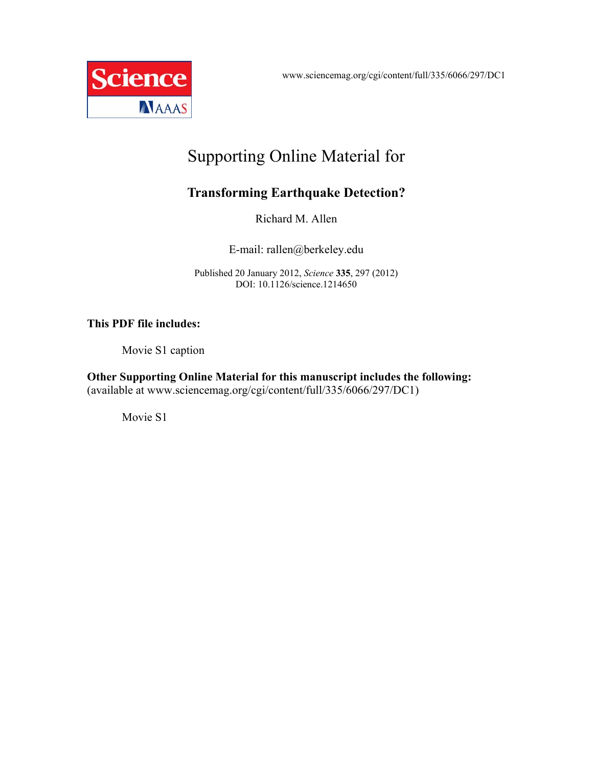www.sciencemag.org/cgi/content/full/335/6066/297/DC1

# Supporting Online Material for

## Transforming Earthquake Detection?

Richard M. Allen

E-mail: rallen@berkeley.edu

Published 20 January 2012, *Science* **335**, 297 (2012)
DOI: 10.1126/science.1214650

**This PDF file includes:**

Movie S1 caption

**Other Supporting Online Material for this manuscript includes the following:**
(available at www.sciencemag.org/cgi/content/full/335/6066/297/DC1)

Movie S1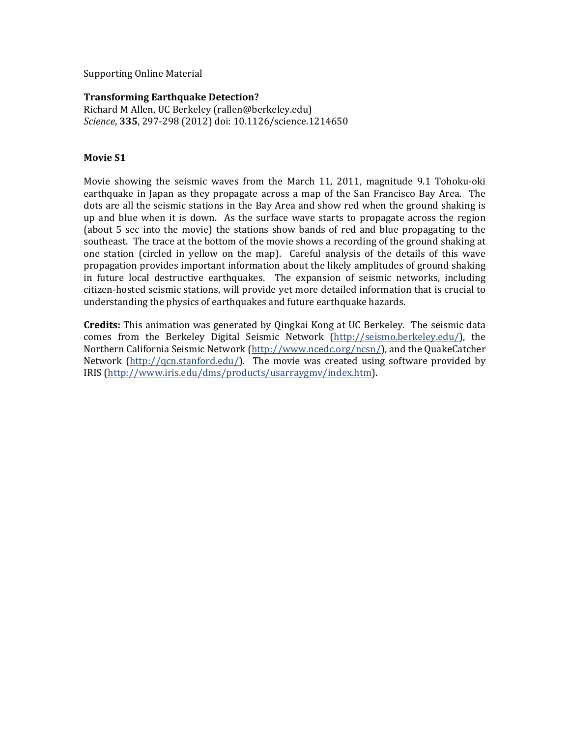Supporting Online Material

**Transforming Earthquake Detection?**
Richard M Allen, UC Berkeley (rallen@berkeley.edu)
*Science*, **335**, 297-298 (2012) doi: 10.1126/science.1214650

**Movie S1**

Movie showing the seismic waves from the March 11, 2011, magnitude 9.1 Tohoku-oki earthquake in Japan as they propagate across a map of the San Francisco Bay Area. The dots are all the seismic stations in the Bay Area and show red when the ground shaking is up and blue when it is down. As the surface wave starts to propagate across the region (about 5 sec into the movie) the stations show bands of red and blue propagating to the southeast. The trace at the bottom of the movie shows a recording of the ground shaking at one station (circled in yellow on the map). Careful analysis of the details of this wave propagation provides important information about the likely amplitudes of ground shaking in future local destructive earthquakes. The expansion of seismic networks, including citizen-hosted seismic stations, will provide yet more detailed information that is crucial to understanding the physics of earthquakes and future earthquake hazards.

**Credits:** This animation was generated by Qingkai Kong at UC Berkeley. The seismic data comes from the Berkeley Digital Seismic Network (http://seismo.berkeley.edu/), the Northern California Seismic Network (http://www.ncedc.org/ncsn/), and the QuakeCatcher Network (http://qcn.stanford.edu/). The movie was created using software provided by IRIS (http://www.iris.edu/dms/products/usarraygmv/index.htm).